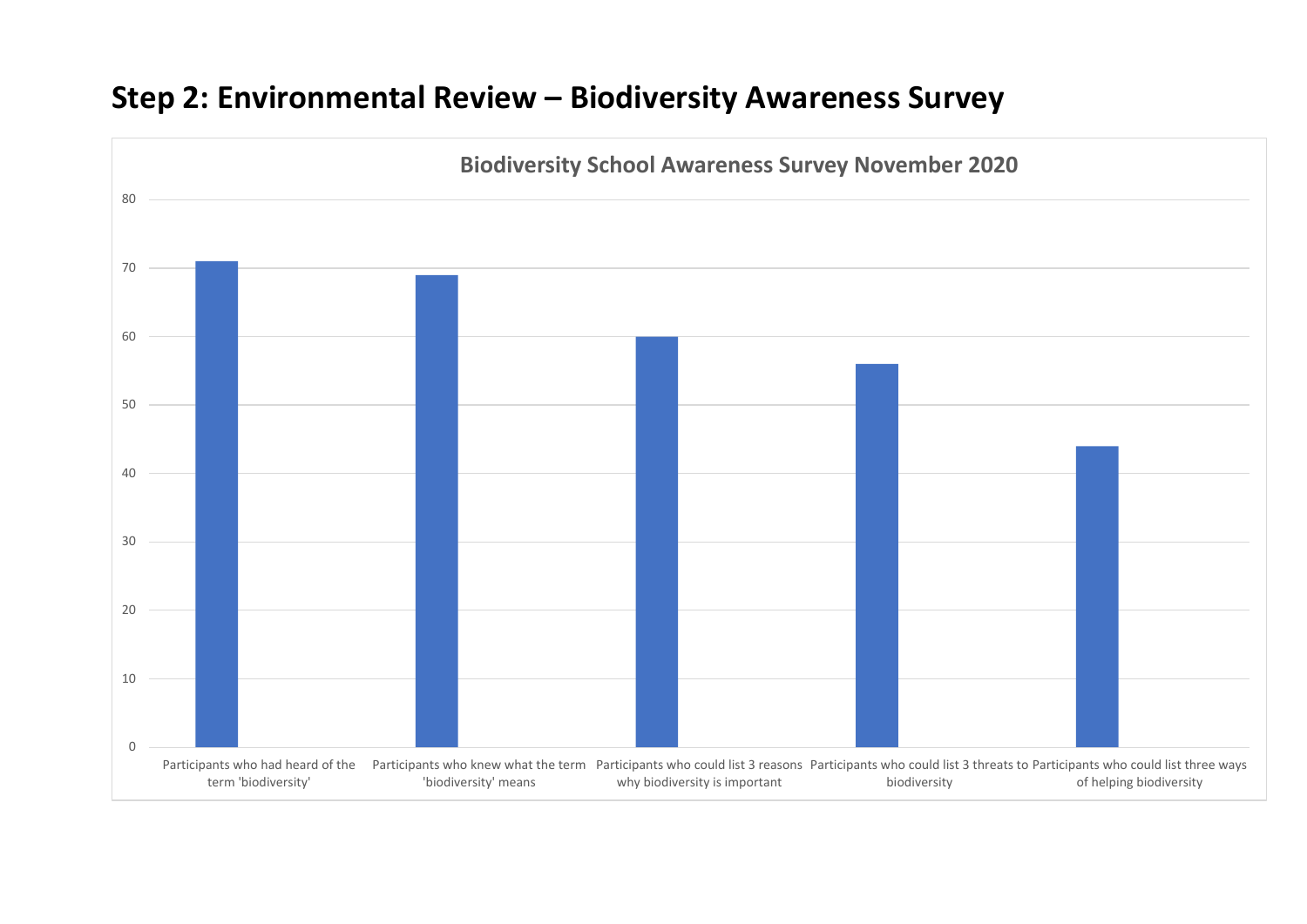## Step 2: Environmental Review – Biodiversity Awareness Survey

**Biodiversity School Awareness Survey November 2020**

| Category | Value |
|---|---|
| Participants who had heard of the term 'biodiversity' | 71 |
| Participants who knew what the term 'biodiversity' means | 69 |
| Participants who could list 3 reasons why biodiversity is important | 60 |
| Participants who could list 3 threats to biodiversity | 56 |
| Participants who could list three ways of helping biodiversity | 44 |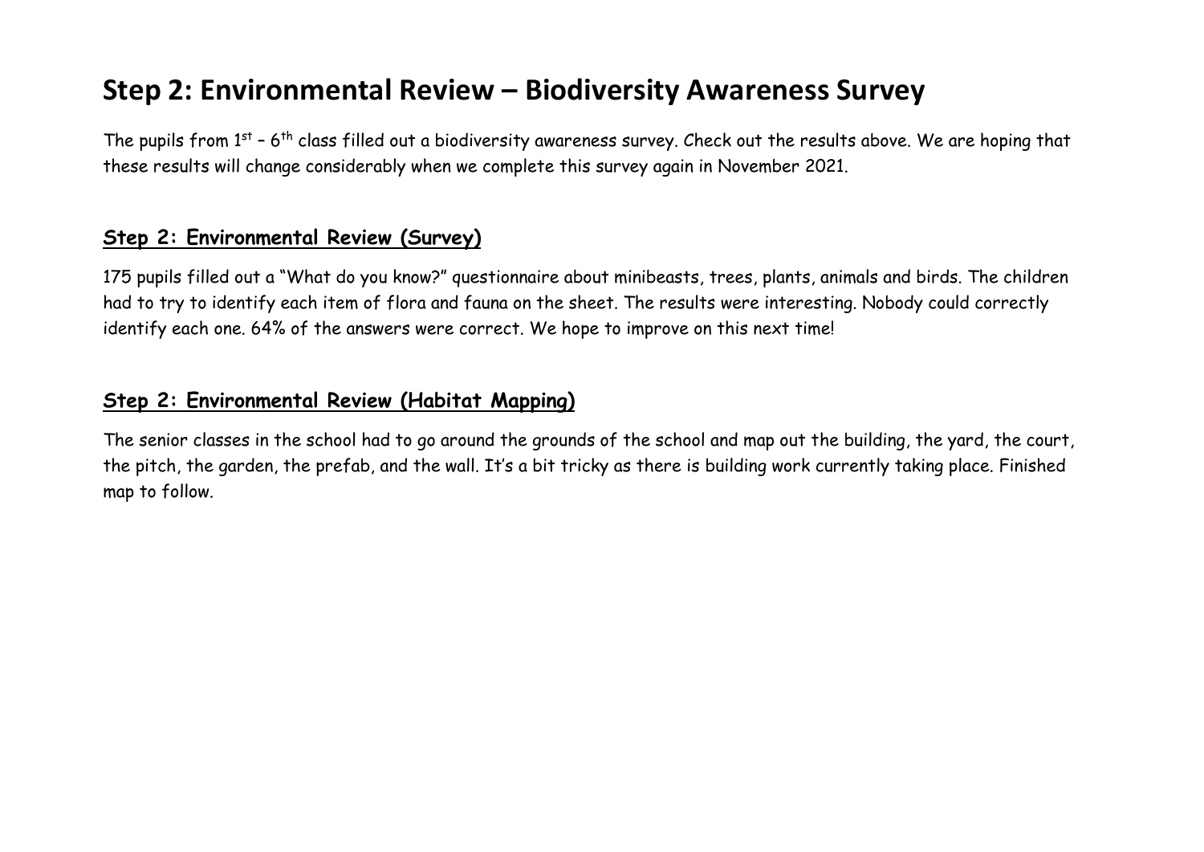# Step 2: Environmental Review – Biodiversity Awareness Survey

The pupils from 1st – 6th class filled out a biodiversity awareness survey. Check out the results above. We are hoping that these results will change considerably when we complete this survey again in November 2021.

## Step 2: Environmental Review (Survey)

175 pupils filled out a "What do you know?" questionnaire about minibeasts, trees, plants, animals and birds. The children had to try to identify each item of flora and fauna on the sheet. The results were interesting. Nobody could correctly identify each one. 64% of the answers were correct. We hope to improve on this next time!

## Step 2: Environmental Review (Habitat Mapping)

The senior classes in the school had to go around the grounds of the school and map out the building, the yard, the court, the pitch, the garden, the prefab, and the wall. It's a bit tricky as there is building work currently taking place. Finished map to follow.